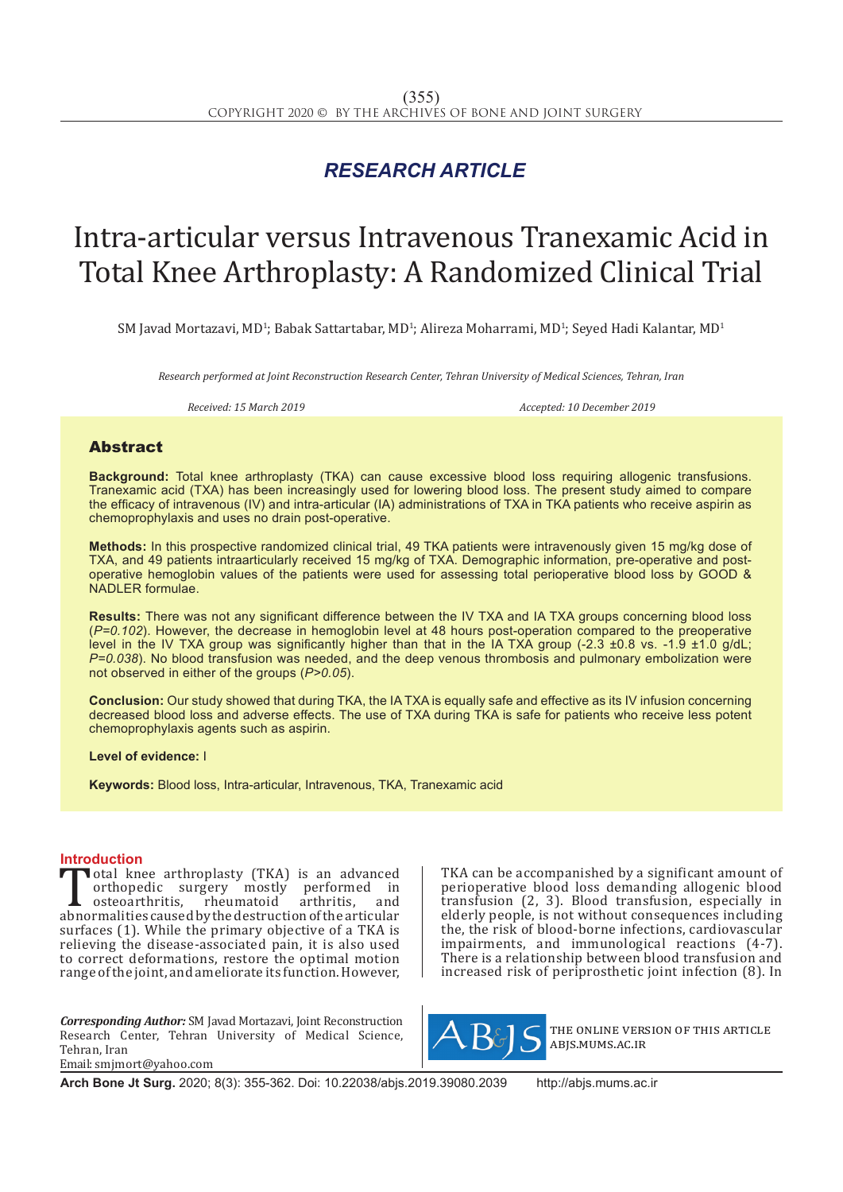*RESEARCH ARTICLE*

# Intra-articular versus Intravenous Tranexamic Acid in Total Knee Arthroplasty: A Randomized Clinical Trial

SM Javad Mortazavi, MD[1]; Babak Sattartabar, MD[1]; Alireza Moharrami, MD[1]; Seyed Hadi Kalantar, MD[1]

*Research performed at Joint Reconstruction Research Center, Tehran University of Medical Sciences, Tehran, Iran*

*Received: 15 March 2019* *Accepted: 10 December 2019*

## Abstract

**Background:** Total knee arthroplasty (TKA) can cause excessive blood loss requiring allogenic transfusions. Tranexamic acid (TXA) has been increasingly used for lowering blood loss. The present study aimed to compare the efficacy of intravenous (IV) and intra-articular (IA) administrations of TXA in TKA patients who receive aspirin as chemoprophylaxis and uses no drain post-operative.

**Methods:** In this prospective randomized clinical trial, 49 TKA patients were intravenously given 15 mg/kg dose of TXA, and 49 patients intraarticularly received 15 mg/kg of TXA. Demographic information, pre-operative and post-operative hemoglobin values of the patients were used for assessing total perioperative blood loss by GOOD & NADLER formulae.

**Results:** There was not any significant difference between the IV TXA and IA TXA groups concerning blood loss (*P=0.102*). However, the decrease in hemoglobin level at 48 hours post-operation compared to the preoperative level in the IV TXA group was significantly higher than that in the IA TXA group (-2.3 ±0.8 vs. -1.9 ±1.0 g/dL; *P=0.038*). No blood transfusion was needed, and the deep venous thrombosis and pulmonary embolization were not observed in either of the groups (*P>0.05*).

**Conclusion:** Our study showed that during TKA, the IA TXA is equally safe and effective as its IV infusion concerning decreased blood loss and adverse effects. The use of TXA during TKA is safe for patients who receive less potent chemoprophylaxis agents such as aspirin.

**Level of evidence:** I

**Keywords:** Blood loss, Intra-articular, Intravenous, TKA, Tranexamic acid

## Introduction

Total knee arthroplasty (TKA) is an advanced orthopedic surgery mostly performed in osteoarthritis, rheumatoid arthritis, and abnormalities caused by the destruction of the articular surfaces (1). While the primary objective of a TKA is relieving the disease-associated pain, it is also used to correct deformations, restore the optimal motion range of the joint, and ameliorate its function. However, TKA can be accompanished by a significant amount of perioperative blood loss demanding allogenic blood transfusion (2, 3). Blood transfusion, especially in elderly people, is not without consequences including the, the risk of blood-borne infections, cardiovascular impairments, and immunological reactions (4-7). There is a relationship between blood transfusion and increased risk of periprosthetic joint infection (8). In

***Corresponding Author:*** SM Javad Mortazavi, Joint Reconstruction Research Center, Tehran University of Medical Science, Tehran, Iran
Email: smjmort@yahoo.com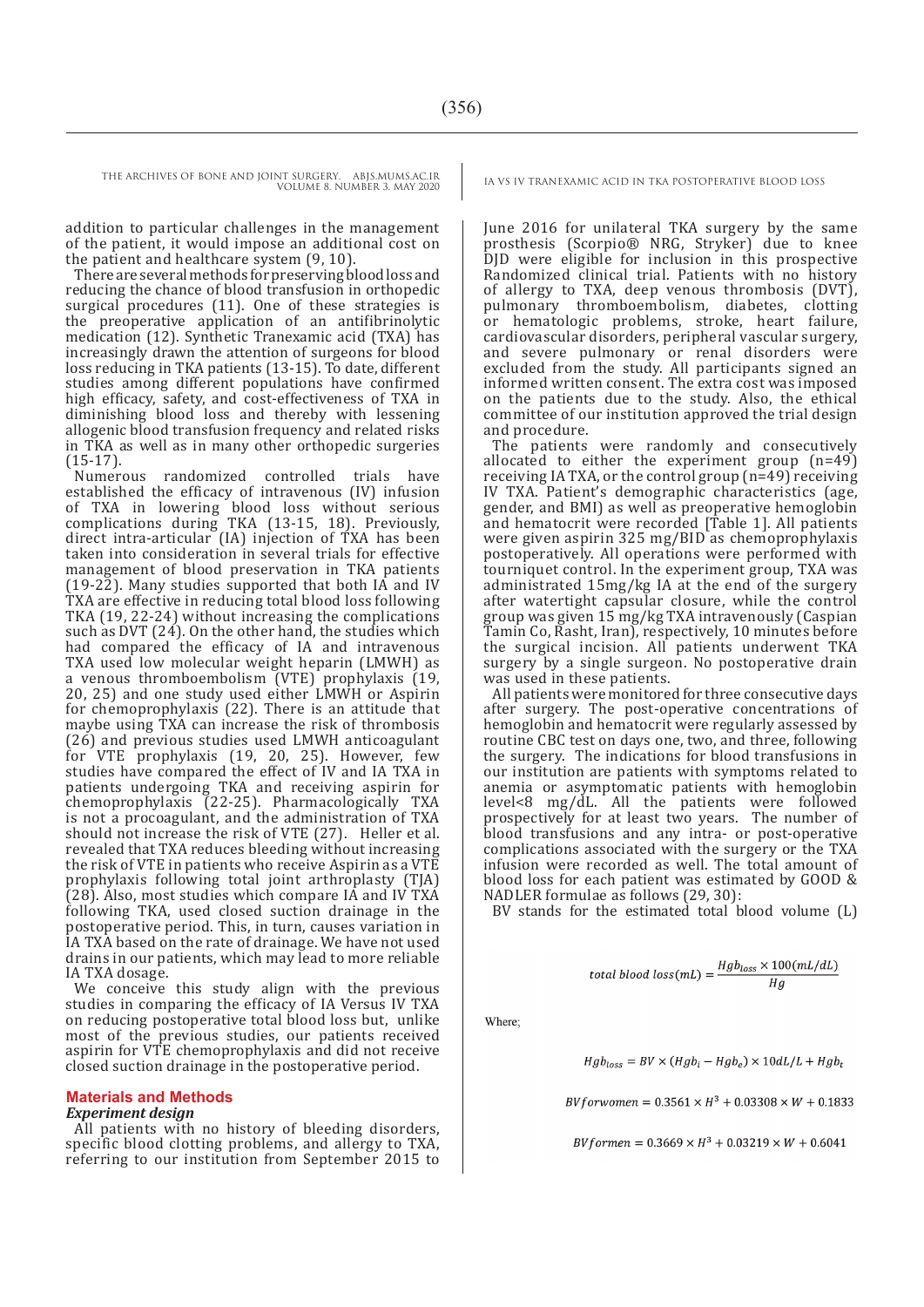addition to particular challenges in the management of the patient, it would impose an additional cost on the patient and healthcare system (9, 10).

There are several methods for preserving blood loss and reducing the chance of blood transfusion in orthopedic surgical procedures (11). One of these strategies is the preoperative application of an antifibrinolytic medication (12). Synthetic Tranexamic acid (TXA) has increasingly drawn the attention of surgeons for blood loss reducing in TKA patients (13-15). To date, different studies among different populations have confirmed high efficacy, safety, and cost-effectiveness of TXA in diminishing blood loss and thereby with lessening allogenic blood transfusion frequency and related risks in TKA as well as in many other orthopedic surgeries (15-17).

Numerous randomized controlled trials have established the efficacy of intravenous (IV) infusion of TXA in lowering blood loss without serious complications during TKA (13-15, 18). Previously, direct intra-articular (IA) injection of TXA has been taken into consideration in several trials for effective management of blood preservation in TKA patients (19-22). Many studies supported that both IA and IV TXA are effective in reducing total blood loss following TKA (19, 22-24) without increasing the complications such as DVT (24). On the other hand, the studies which had compared the efficacy of IA and intravenous TXA used low molecular weight heparin (LMWH) as a venous thromboembolism (VTE) prophylaxis (19, 20, 25) and one study used either LMWH or Aspirin for chemoprophylaxis (22). There is an attitude that maybe using TXA can increase the risk of thrombosis (26) and previous studies used LMWH anticoagulant for VTE prophylaxis (19, 20, 25). However, few studies have compared the effect of IV and IA TXA in patients undergoing TKA and receiving aspirin for chemoprophylaxis (22-25). Pharmacologically TXA is not a procoagulant, and the administration of TXA should not increase the risk of VTE (27). Heller et al. revealed that TXA reduces bleeding without increasing the risk of VTE in patients who receive Aspirin as a VTE prophylaxis following total joint arthroplasty (TJA) (28). Also, most studies which compare IA and IV TXA following TKA, used closed suction drainage in the postoperative period. This, in turn, causes variation in IA TXA based on the rate of drainage. We have not used drains in our patients, which may lead to more reliable IA TXA dosage.

We conceive this study align with the previous studies in comparing the efficacy of IA Versus IV TXA on reducing postoperative total blood loss but, unlike most of the previous studies, our patients received aspirin for VTE chemoprophylaxis and did not receive closed suction drainage in the postoperative period.

## Materials and Methods

### *Experiment design*

All patients with no history of bleeding disorders, specific blood clotting problems, and allergy to TXA, referring to our institution from September 2015 to June 2016 for unilateral TKA surgery by the same prosthesis (Scorpio® NRG, Stryker) due to knee DJD were eligible for inclusion in this prospective Randomized clinical trial. Patients with no history of allergy to TXA, deep venous thrombosis (DVT), pulmonary thromboembolism, diabetes, clotting or hematologic problems, stroke, heart failure, cardiovascular disorders, peripheral vascular surgery, and severe pulmonary or renal disorders were excluded from the study. All participants signed an informed written consent. The extra cost was imposed on the patients due to the study. Also, the ethical committee of our institution approved the trial design and procedure.

The patients were randomly and consecutively allocated to either the experiment group (n=49) receiving IA TXA, or the control group (n=49) receiving IV TXA. Patient's demographic characteristics (age, gender, and BMI) as well as preoperative hemoglobin and hematocrit were recorded [Table 1]. All patients were given aspirin 325 mg/BID as chemoprophylaxis postoperatively. All operations were performed with tourniquet control. In the experiment group, TXA was administrated 15mg/kg IA at the end of the surgery after watertight capsular closure, while the control group was given 15 mg/kg TXA intravenously (Caspian Tamin Co, Rasht, Iran), respectively, 10 minutes before the surgical incision. All patients underwent TKA surgery by a single surgeon. No postoperative drain was used in these patients.

All patients were monitored for three consecutive days after surgery. The post-operative concentrations of hemoglobin and hematocrit were regularly assessed by routine CBC test on days one, two, and three, following the surgery. The indications for blood transfusions in our institution are patients with symptoms related to anemia or asymptomatic patients with hemoglobin level<8 mg/dL. All the patients were followed prospectively for at least two years. The number of blood transfusions and any intra- or post-operative complications associated with the surgery or the TXA infusion were recorded as well. The total amount of blood loss for each patient was estimated by GOOD & NADLER formulae as follows (29, 30):

BV stands for the estimated total blood volume (L)

$$total\ blood\ loss(mL) = \frac{Hgb_{loss} \times 100(mL/dL)}{Hg}$$

Where;

$$Hgb_{loss} = BV \times (Hgb_i - Hgb_e) \times 10dL/L + Hgb_t$$

$$BV forwomen = 0.3561 \times H^3 + 0.03308 \times W + 0.1833$$

$$BV formen = 0.3669 \times H^3 + 0.03219 \times W + 0.6041$$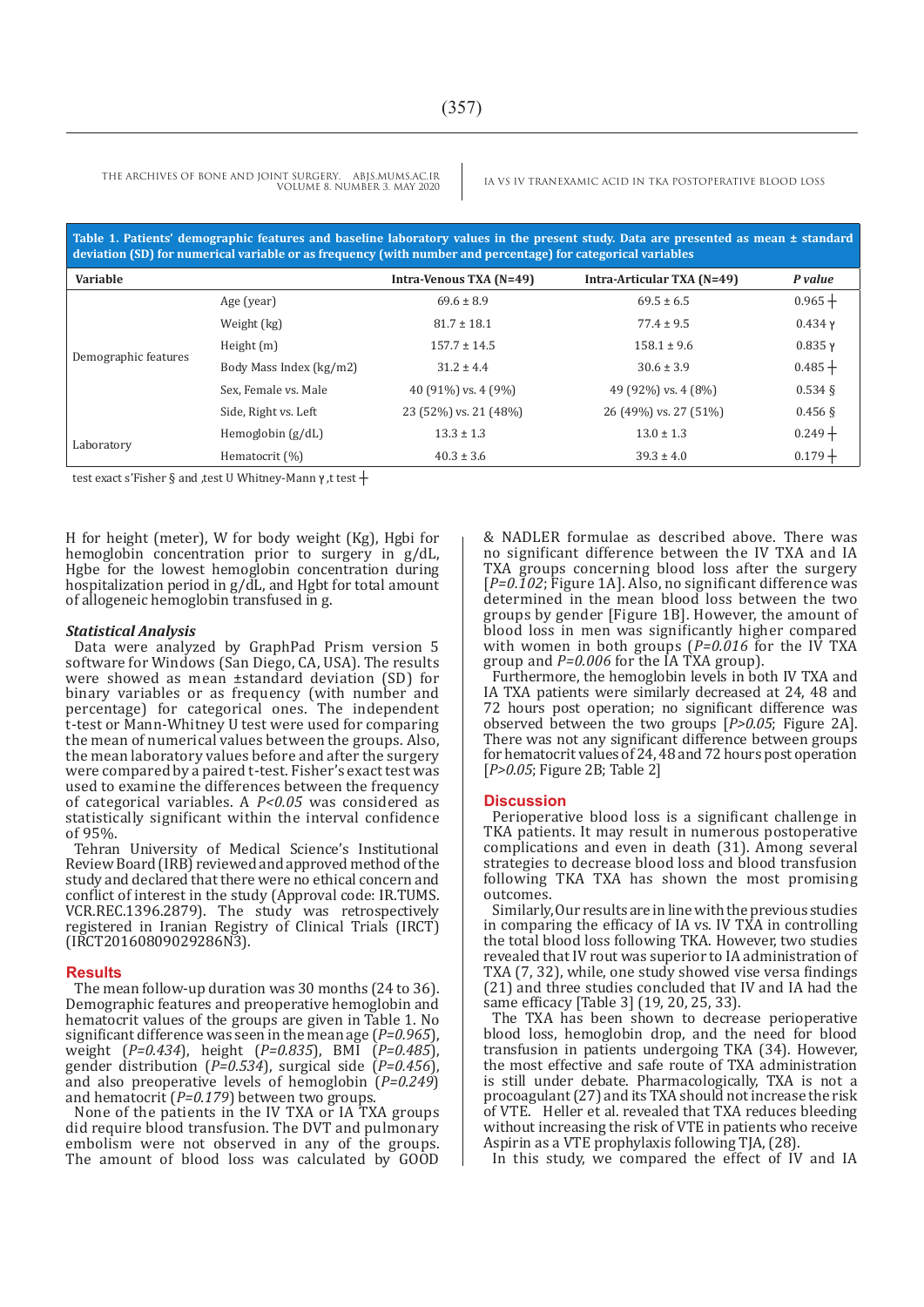**Table 1. Patients' demographic features and baseline laboratory values in the present study. Data are presented as mean ± standard deviation (SD) for numerical variable or as frequency (with number and percentage) for categorical variables**

| Variable | | Intra-Venous TXA (N=49) | Intra-Articular TXA (N=49) | *P value* |
|---|---|---|---|---|
| Demographic features | Age (year) | 69.6 ± 8.9 | 69.5 ± 6.5 | 0.965 ┼ |
| | Weight (kg) | 81.7 ± 18.1 | 77.4 ± 9.5 | 0.434 γ |
| | Height (m) | 157.7 ± 14.5 | 158.1 ± 9.6 | 0.835 γ |
| | Body Mass Index (kg/m2) | 31.2 ± 4.4 | 30.6 ± 3.9 | 0.485 ┼ |
| | Sex, Female vs. Male | 40 (91%) vs. 4 (9%) | 49 (92%) vs. 4 (8%) | 0.534 § |
| | Side, Right vs. Left | 23 (52%) vs. 21 (48%) | 26 (49%) vs. 27 (51%) | 0.456 § |
| Laboratory | Hemoglobin (g/dL) | 13.3 ± 1.3 | 13.0 ± 1.3 | 0.249 ┼ |
| | Hematocrit (%) | 40.3 ± 3.6 | 39.3 ± 4.0 | 0.179 ┼ |

test exact s'Fisher § and ,test U Whitney-Mann γ ,t test ┼

H for height (meter), W for body weight (Kg), Hgbi for hemoglobin concentration prior to surgery in g/dL, Hgbe for the lowest hemoglobin concentration during hospitalization period in g/dL, and Hgbt for total amount of allogeneic hemoglobin transfused in g.

### *Statistical Analysis*

Data were analyzed by GraphPad Prism version 5 software for Windows (San Diego, CA, USA). The results were showed as mean ±standard deviation (SD) for binary variables or as frequency (with number and percentage) for categorical ones. The independent t-test or Mann-Whitney U test were used for comparing the mean of numerical values between the groups. Also, the mean laboratory values before and after the surgery were compared by a paired t-test. Fisher's exact test was used to examine the differences between the frequency of categorical variables. A $P<0.05$ was considered as statistically significant within the interval confidence of 95%.

Tehran University of Medical Science's Institutional Review Board (IRB) reviewed and approved method of the study and declared that there were no ethical concern and conflict of interest in the study (Approval code: IR.TUMS.VCR.REC.1396.2879). The study was retrospectively registered in Iranian Registry of Clinical Trials (IRCT) (IRCT20160809029286N3).

## Results

The mean follow-up duration was 30 months (24 to 36). Demographic features and preoperative hemoglobin and hematocrit values of the groups are given in Table 1. No significant difference was seen in the mean age ($P=0.965$), weight ($P=0.434$), height ($P=0.835$), BMI ($P=0.485$), gender distribution ($P=0.534$), surgical side ($P=0.456$), and also preoperative levels of hemoglobin ($P=0.249$) and hematocrit ($P=0.179$) between two groups.

None of the patients in the IV TXA or IA TXA groups did require blood transfusion. The DVT and pulmonary embolism were not observed in any of the groups. The amount of blood loss was calculated by GOOD & NADLER formulae as described above. There was no significant difference between the IV TXA and IA TXA groups concerning blood loss after the surgery [$P=0.102$; Figure 1A]. Also, no significant difference was determined in the mean blood loss between the two groups by gender [Figure 1B]. However, the amount of blood loss in men was significantly higher compared with women in both groups ($P=0.016$ for the IV TXA group and $P=0.006$ for the IA TXA group).

Furthermore, the hemoglobin levels in both IV TXA and IA TXA patients were similarly decreased at 24, 48 and 72 hours post operation; no significant difference was observed between the two groups [$P>0.05$; Figure 2A]. There was not any significant difference between groups for hematocrit values of 24, 48 and 72 hours post operation [$P>0.05$; Figure 2B; Table 2]

## Discussion

Perioperative blood loss is a significant challenge in TKA patients. It may result in numerous postoperative complications and even in death (31). Among several strategies to decrease blood loss and blood transfusion following TKA TXA has shown the most promising outcomes.

Similarly, Our results are in line with the previous studies in comparing the efficacy of IA vs. IV TXA in controlling the total blood loss following TKA. However, two studies revealed that IV rout was superior to IA administration of TXA (7, 32), while, one study showed vise versa findings (21) and three studies concluded that IV and IA had the same efficacy [Table 3] (19, 20, 25, 33).

The TXA has been shown to decrease perioperative blood loss, hemoglobin drop, and the need for blood transfusion in patients undergoing TKA (34). However, the most effective and safe route of TXA administration is still under debate. Pharmacologically, TXA is not a procoagulant (27) and its TXA should not increase the risk of VTE. Heller et al. revealed that TXA reduces bleeding without increasing the risk of VTE in patients who receive Aspirin as a VTE prophylaxis following TJA, (28).

In this study, we compared the effect of IV and IA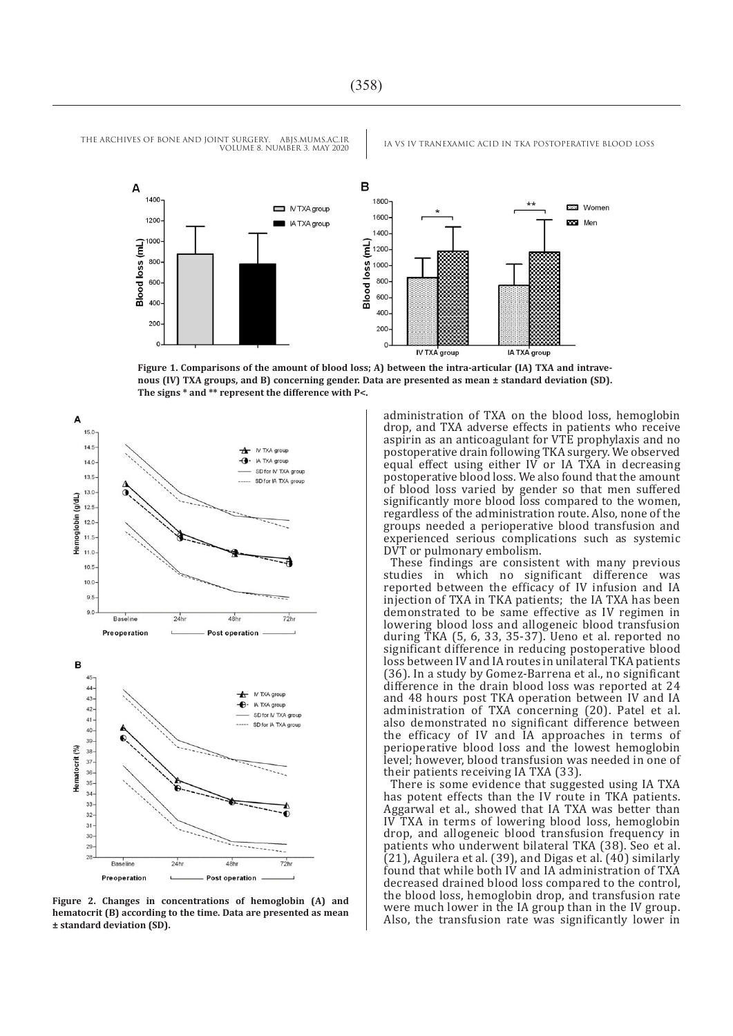Figure 1. Comparisons of the amount of blood loss; A) between the intra-articular (IA) TXA and intravenous (IV) TXA groups, and B) concerning gender. Data are presented as mean ± standard deviation (SD). The signs * and ** represent the difference with P<.

Figure 2. Changes in concentrations of hemoglobin (A) and hematocrit (B) according to the time. Data are presented as mean ± standard deviation (SD).

administration of TXA on the blood loss, hemoglobin drop, and TXA adverse effects in patients who receive aspirin as an anticoagulant for VTE prophylaxis and no postoperative drain following TKA surgery. We observed equal effect using either IV or IA TXA in decreasing postoperative blood loss. We also found that the amount of blood loss varied by gender so that men suffered significantly more blood loss compared to the women, regardless of the administration route. Also, none of the groups needed a perioperative blood transfusion and experienced serious complications such as systemic DVT or pulmonary embolism.

These findings are consistent with many previous studies in which no significant difference was reported between the efficacy of IV infusion and IA injection of TXA in TKA patients; the IA TXA has been demonstrated to be same effective as IV regimen in lowering blood loss and allogeneic blood transfusion during TKA (5, 6, 33, 35-37). Ueno et al. reported no significant difference in reducing postoperative blood loss between IV and IA routes in unilateral TKA patients (36). In a study by Gomez-Barrena et al., no significant difference in the drain blood loss was reported at 24 and 48 hours post TKA operation between IV and IA administration of TXA concerning (20). Patel et al. also demonstrated no significant difference between the efficacy of IV and IA approaches in terms of perioperative blood loss and the lowest hemoglobin level; however, blood transfusion was needed in one of their patients receiving IA TXA (33).

There is some evidence that suggested using IA TXA has potent effects than the IV route in TKA patients. Aggarwal et al., showed that IA TXA was better than IV TXA in terms of lowering blood loss, hemoglobin drop, and allogeneic blood transfusion frequency in patients who underwent bilateral TKA (38). Seo et al. (21), Aguilera et al. (39), and Digas et al. (40) similarly found that while both IV and IA administration of TXA decreased drained blood loss compared to the control, the blood loss, hemoglobin drop, and transfusion rate were much lower in the IA group than in the IV group. Also, the transfusion rate was significantly lower in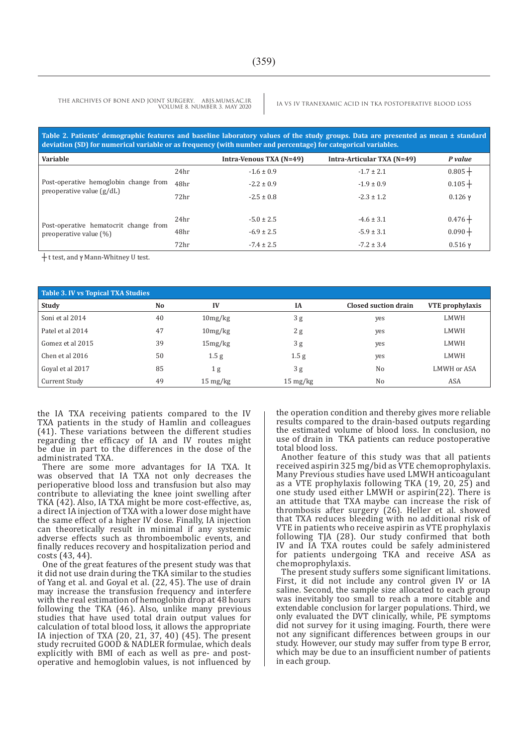**Table 2. Patients' demographic features and baseline laboratory values of the study groups. Data are presented as mean ± standard deviation (SD) for numerical variable or as frequency (with number and percentage) for categorical variables.**

| Variable | | Intra-Venous TXA (N=49) | Intra-Articular TXA (N=49) | *P value* |
|---|---|---|---|---|
| Post-operative hemoglobin change from preoperative value (g/dL) | 24hr | -1.6 ± 0.9 | -1.7 ± 2.1 | 0.805 ┼ |
| | 48hr | -2.2 ± 0.9 | -1.9 ± 0.9 | 0.105 ┼ |
| | 72hr | -2.5 ± 0.8 | -2.3 ± 1.2 | 0.126 γ |
| Post-operative hematocrit change from preoperative value (%) | 24hr | -5.0 ± 2.5 | -4.6 ± 3.1 | 0.476 ┼ |
| | 48hr | -6.9 ± 2.5 | -5.9 ± 3.1 | 0.090 ┼ |
| | 72hr | -7.4 ± 2.5 | -7.2 ± 3.4 | 0.516 γ |

┼ t test, and γ Mann-Whitney U test.

**Table 3. IV vs Topical TXA Studies**

| Study | No | IV | IA | Closed suction drain | VTE prophylaxis |
|---|---|---|---|---|---|
| Soni et al 2014 | 40 | 10mg/kg | 3 g | yes | LMWH |
| Patel et al 2014 | 47 | 10mg/kg | 2 g | yes | LMWH |
| Gomez et al 2015 | 39 | 15mg/kg | 3 g | yes | LMWH |
| Chen et al 2016 | 50 | 1.5 g | 1.5 g | yes | LMWH |
| Goyal et al 2017 | 85 | 1 g | 3 g | No | LMWH or ASA |
| Current Study | 49 | 15 mg/kg | 15 mg/kg | No | ASA |

the IA TXA receiving patients compared to the IV TXA patients in the study of Hamlin and colleagues (41). These variations between the different studies regarding the efficacy of IA and IV routes might be due in part to the differences in the dose of the administrated TXA.

There are some more advantages for IA TXA. It was observed that IA TXA not only decreases the perioperative blood loss and transfusion but also may contribute to alleviating the knee joint swelling after TKA (42). Also, IA TXA might be more cost-effective, as, a direct IA injection of TXA with a lower dose might have the same effect of a higher IV dose. Finally, IA injection can theoretically result in minimal if any systemic adverse effects such as thromboembolic events, and finally reduces recovery and hospitalization period and costs (43, 44).

One of the great features of the present study was that it did not use drain during the TKA similar to the studies of Yang et al. and Goyal et al. (22, 45). The use of drain may increase the transfusion frequency and interfere with the real estimation of hemoglobin drop at 48 hours following the TKA (46). Also, unlike many previous studies that have used total drain output values for calculation of total blood loss, it allows the appropriate IA injection of TXA (20, 21, 37, 40) (45). The present study recruited GOOD & NADLER formulae, which deals explicitly with BMI of each as well as pre- and post-operative and hemoglobin values, is not influenced by the operation condition and thereby gives more reliable results compared to the drain-based outputs regarding the estimated volume of blood loss. In conclusion, no use of drain in TKA patients can reduce postoperative total blood loss.

Another feature of this study was that all patients received aspirin 325 mg/bid as VTE chemoprophylaxis. Many Previous studies have used LMWH anticoagulant as a VTE prophylaxis following TKA (19, 20, 25) and one study used either LMWH or aspirin(22). There is an attitude that TXA maybe can increase the risk of thrombosis after surgery (26). Heller et al. showed that TXA reduces bleeding with no additional risk of VTE in patients who receive aspirin as VTE prophylaxis following TJA (28). Our study confirmed that both IV and IA TXA routes could be safely administered for patients undergoing TKA and receive ASA as chemoprophylaxis.

The present study suffers some significant limitations. First, it did not include any control given IV or IA saline. Second, the sample size allocated to each group was inevitably too small to reach a more citable and extendable conclusion for larger populations. Third, we only evaluated the DVT clinically, while, PE symptoms did not survey for it using imaging. Fourth, there were not any significant differences between groups in our study. However, our study may suffer from type B error, which may be due to an insufficient number of patients in each group.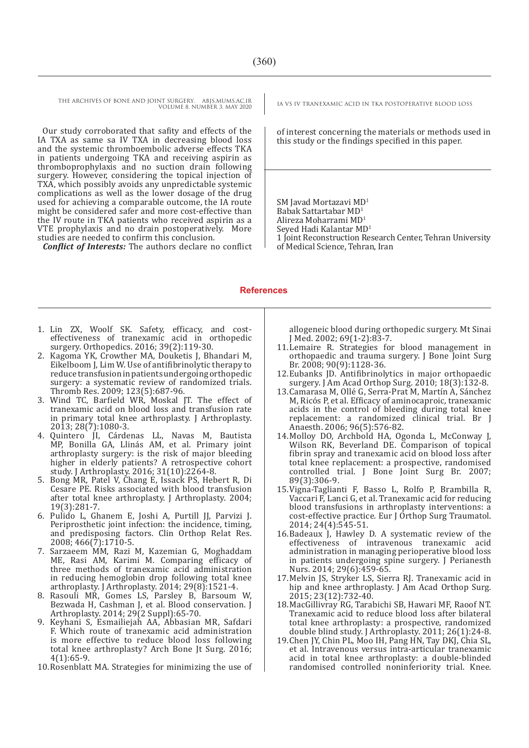Our study corroborated that safity and effects of the IA TXA as same sa IV TXA in decreasing blood loss and the systemic thromboembolic adverse effects TKA in patients undergoing TKA and receiving aspirin as thromboprophylaxis and no suction drain following surgery. However, considering the topical injection of TXA, which possibly avoids any unpredictable systemic complications as well as the lower dosage of the drug used for achieving a comparable outcome, the IA route might be considered safer and more cost-effective than the IV route in TKA patients who received aspirin as a VTE prophylaxis and no drain postoperatively. More studies are needed to confirm this conclusion.

***Conflict of Interests:*** The authors declare no conflict of interest concerning the materials or methods used in this study or the findings specified in this paper.

SM Javad Mortazavi MD[1]
Babak Sattartabar MD[1]
Alireza Moharrami MD[1]
Seyed Hadi Kalantar MD[1]
1 Joint Reconstruction Research Center, Tehran University of Medical Science, Tehran, Iran

## References

1. Lin ZX, Woolf SK. Safety, efficacy, and cost-effectiveness of tranexamic acid in orthopedic surgery. Orthopedics. 2016; 39(2):119-30.
2. Kagoma YK, Crowther MA, Douketis J, Bhandari M, Eikelboom J, Lim W. Use of antifibrinolytic therapy to reduce transfusion in patients undergoing orthopedic surgery: a systematic review of randomized trials. Thromb Res. 2009; 123(5):687-96.
3. Wind TC, Barfield WR, Moskal JT. The effect of tranexamic acid on blood loss and transfusion rate in primary total knee arthroplasty. J Arthroplasty. 2013; 28(7):1080-3.
4. Quintero JI, Cárdenas LL, Navas M, Bautista MP, Bonilla GA, Llinás AM, et al. Primary joint arthroplasty surgery: is the risk of major bleeding higher in elderly patients? A retrospective cohort study. J Arthroplasty. 2016; 31(10):2264-8.
5. Bong MR, Patel V, Chang E, Issack PS, Hebert R, Di Cesare PE. Risks associated with blood transfusion after total knee arthroplasty. J Arthroplasty. 2004; 19(3):281-7.
6. Pulido L, Ghanem E, Joshi A, Purtill JJ, Parvizi J. Periprosthetic joint infection: the incidence, timing, and predisposing factors. Clin Orthop Relat Res. 2008; 466(7):1710-5.
7. Sarzaeem MM, Razi M, Kazemian G, Moghaddam ME, Rasi AM, Karimi M. Comparing efficacy of three methods of tranexamic acid administration in reducing hemoglobin drop following total knee arthroplasty. J Arthroplasty. 2014; 29(8):1521-4.
8. Rasouli MR, Gomes LS, Parsley B, Barsoum W, Bezwada H, Cashman J, et al. Blood conservation. J Arthroplasty. 2014; 29(2 Suppl):65-70.
9. Keyhani S, Esmailiejah AA, Abbasian MR, Safdari F. Which route of tranexamic acid administration is more effective to reduce blood loss following total knee arthroplasty? Arch Bone Jt Surg. 2016; 4(1):65-9.
10. Rosenblatt MA. Strategies for minimizing the use of allogeneic blood during orthopedic surgery. Mt Sinai J Med. 2002; 69(1-2):83-7.
11. Lemaire R. Strategies for blood management in orthopaedic and trauma surgery. J Bone Joint Surg Br. 2008; 90(9):1128-36.
12. Eubanks JD. Antifibrinolytics in major orthopaedic surgery. J Am Acad Orthop Surg. 2010; 18(3):132-8.
13. Camarasa M, Ollé G, Serra-Prat M, Martín A, Sánchez M, Ricós P, et al. Efficacy of aminocaproic, tranexamic acids in the control of bleeding during total knee replacement: a randomized clinical trial. Br J Anaesth. 2006; 96(5):576-82.
14. Molloy DO, Archbold HA, Ogonda L, McConway J, Wilson RK, Beverland DE. Comparison of topical fibrin spray and tranexamic acid on blood loss after total knee replacement: a prospective, randomised controlled trial. J Bone Joint Surg Br. 2007; 89(3):306-9.
15. Vigna-Taglianti F, Basso L, Rolfo P, Brambilla R, Vaccari F, Lanci G, et al. Tranexamic acid for reducing blood transfusions in arthroplasty interventions: a cost-effective practice. Eur J Orthop Surg Traumatol. 2014; 24(4):545-51.
16. Badeaux J, Hawley D. A systematic review of the effectiveness of intravenous tranexamic acid administration in managing perioperative blood loss in patients undergoing spine surgery. J Perianesth Nurs. 2014; 29(6):459-65.
17. Melvin JS, Stryker LS, Sierra RJ. Tranexamic acid in hip and knee arthroplasty. J Am Acad Orthop Surg. 2015; 23(12):732-40.
18. MacGillivray RG, Tarabichi SB, Hawari MF, Raoof NT. Tranexamic acid to reduce blood loss after bilateral total knee arthroplasty: a prospective, randomized double blind study. J Arthroplasty. 2011; 26(1):24-8.
19. Chen JY, Chin PL, Moo IH, Pang HN, Tay DKJ, Chia SL, et al. Intravenous versus intra-articular tranexamic acid in total knee arthroplasty: a double-blinded randomised controlled noninferiority trial. Knee.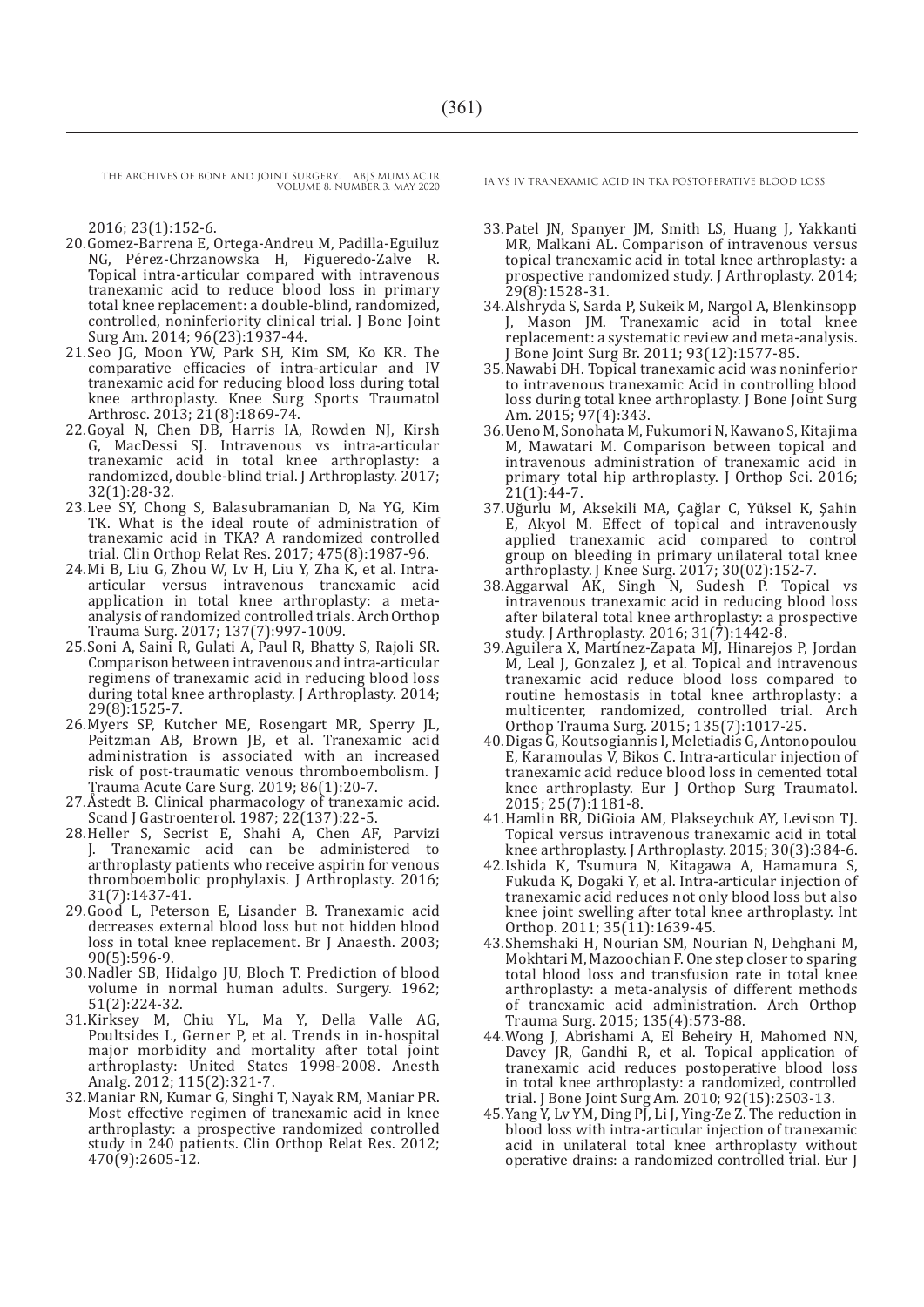2016; 23(1):152-6.

20. Gomez-Barrena E, Ortega-Andreu M, Padilla-Eguiluz NG, Pérez-Chrzanowska H, Figueredo-Zalve R. Topical intra-articular compared with intravenous tranexamic acid to reduce blood loss in primary total knee replacement: a double-blind, randomized, controlled, noninferiority clinical trial. J Bone Joint Surg Am. 2014; 96(23):1937-44.
21. Seo JG, Moon YW, Park SH, Kim SM, Ko KR. The comparative efficacies of intra-articular and IV tranexamic acid for reducing blood loss during total knee arthroplasty. Knee Surg Sports Traumatol Arthrosc. 2013; 21(8):1869-74.
22. Goyal N, Chen DB, Harris IA, Rowden NJ, Kirsh G, MacDessi SJ. Intravenous vs intra-articular tranexamic acid in total knee arthroplasty: a randomized, double-blind trial. J Arthroplasty. 2017; 32(1):28-32.
23. Lee SY, Chong S, Balasubramanian D, Na YG, Kim TK. What is the ideal route of administration of tranexamic acid in TKA? A randomized controlled trial. Clin Orthop Relat Res. 2017; 475(8):1987-96.
24. Mi B, Liu G, Zhou W, Lv H, Liu Y, Zha K, et al. Intra-articular versus intravenous tranexamic acid application in total knee arthroplasty: a meta-analysis of randomized controlled trials. Arch Orthop Trauma Surg. 2017; 137(7):997-1009.
25. Soni A, Saini R, Gulati A, Paul R, Bhatty S, Rajoli SR. Comparison between intravenous and intra-articular regimens of tranexamic acid in reducing blood loss during total knee arthroplasty. J Arthroplasty. 2014; 29(8):1525-7.
26. Myers SP, Kutcher ME, Rosengart MR, Sperry JL, Peitzman AB, Brown JB, et al. Tranexamic acid administration is associated with an increased risk of post-traumatic venous thromboembolism. J Trauma Acute Care Surg. 2019; 86(1):20-7.
27. Åstedt B. Clinical pharmacology of tranexamic acid. Scand J Gastroenterol. 1987; 22(137):22-5.
28. Heller S, Secrist E, Shahi A, Chen AF, Parvizi J. Tranexamic acid can be administered to arthroplasty patients who receive aspirin for venous thromboembolic prophylaxis. J Arthroplasty. 2016; 31(7):1437-41.
29. Good L, Peterson E, Lisander B. Tranexamic acid decreases external blood loss but not hidden blood loss in total knee replacement. Br J Anaesth. 2003; 90(5):596-9.
30. Nadler SB, Hidalgo JU, Bloch T. Prediction of blood volume in normal human adults. Surgery. 1962; 51(2):224-32.
31. Kirksey M, Chiu YL, Ma Y, Della Valle AG, Poultsides L, Gerner P, et al. Trends in in-hospital major morbidity and mortality after total joint arthroplasty: United States 1998-2008. Anesth Analg. 2012; 115(2):321-7.
32. Maniar RN, Kumar G, Singhi T, Nayak RM, Maniar PR. Most effective regimen of tranexamic acid in knee arthroplasty: a prospective randomized controlled study in 240 patients. Clin Orthop Relat Res. 2012; 470(9):2605-12.
33. Patel JN, Spanyer JM, Smith LS, Huang J, Yakkanti MR, Malkani AL. Comparison of intravenous versus topical tranexamic acid in total knee arthroplasty: a prospective randomized study. J Arthroplasty. 2014; 29(8):1528-31.
34. Alshryda S, Sarda P, Sukeik M, Nargol A, Blenkinsopp J, Mason JM. Tranexamic acid in total knee replacement: a systematic review and meta-analysis. J Bone Joint Surg Br. 2011; 93(12):1577-85.
35. Nawabi DH. Topical tranexamic acid was noninferior to intravenous tranexamic Acid in controlling blood loss during total knee arthroplasty. J Bone Joint Surg Am. 2015; 97(4):343.
36. Ueno M, Sonohata M, Fukumori N, Kawano S, Kitajima M, Mawatari M. Comparison between topical and intravenous administration of tranexamic acid in primary total hip arthroplasty. J Orthop Sci. 2016; 21(1):44-7.
37. Uğurlu M, Aksekili MA, Çağlar C, Yüksel K, Şahin E, Akyol M. Effect of topical and intravenously applied tranexamic acid compared to control group on bleeding in primary unilateral total knee arthroplasty. J Knee Surg. 2017; 30(02):152-7.
38. Aggarwal AK, Singh N, Sudesh P. Topical vs intravenous tranexamic acid in reducing blood loss after bilateral total knee arthroplasty: a prospective study. J Arthroplasty. 2016; 31(7):1442-8.
39. Aguilera X, Martínez-Zapata MJ, Hinarejos P, Jordan M, Leal J, Gonzalez J, et al. Topical and intravenous tranexamic acid reduce blood loss compared to routine hemostasis in total knee arthroplasty: a multicenter, randomized, controlled trial. Arch Orthop Trauma Surg. 2015; 135(7):1017-25.
40. Digas G, Koutsogiannis I, Meletiadis G, Antonopoulou E, Karamoulas V, Bikos C. Intra-articular injection of tranexamic acid reduce blood loss in cemented total knee arthroplasty. Eur J Orthop Surg Traumatol. 2015; 25(7):1181-8.
41. Hamlin BR, DiGioia AM, Plakseychuk AY, Levison TJ. Topical versus intravenous tranexamic acid in total knee arthroplasty. J Arthroplasty. 2015; 30(3):384-6.
42. Ishida K, Tsumura N, Kitagawa A, Hamamura S, Fukuda K, Dogaki Y, et al. Intra-articular injection of tranexamic acid reduces not only blood loss but also knee joint swelling after total knee arthroplasty. Int Orthop. 2011; 35(11):1639-45.
43. Shemshaki H, Nourian SM, Nourian N, Dehghani M, Mokhtari M, Mazoochian F. One step closer to sparing total blood loss and transfusion rate in total knee arthroplasty: a meta-analysis of different methods of tranexamic acid administration. Arch Orthop Trauma Surg. 2015; 135(4):573-88.
44. Wong J, Abrishami A, El Beheiry H, Mahomed NN, Davey JR, Gandhi R, et al. Topical application of tranexamic acid reduces postoperative blood loss in total knee arthroplasty: a randomized, controlled trial. J Bone Joint Surg Am. 2010; 92(15):2503-13.
45. Yang Y, Lv YM, Ding PJ, Li J, Ying-Ze Z. The reduction in blood loss with intra-articular injection of tranexamic acid in unilateral total knee arthroplasty without operative drains: a randomized controlled trial. Eur J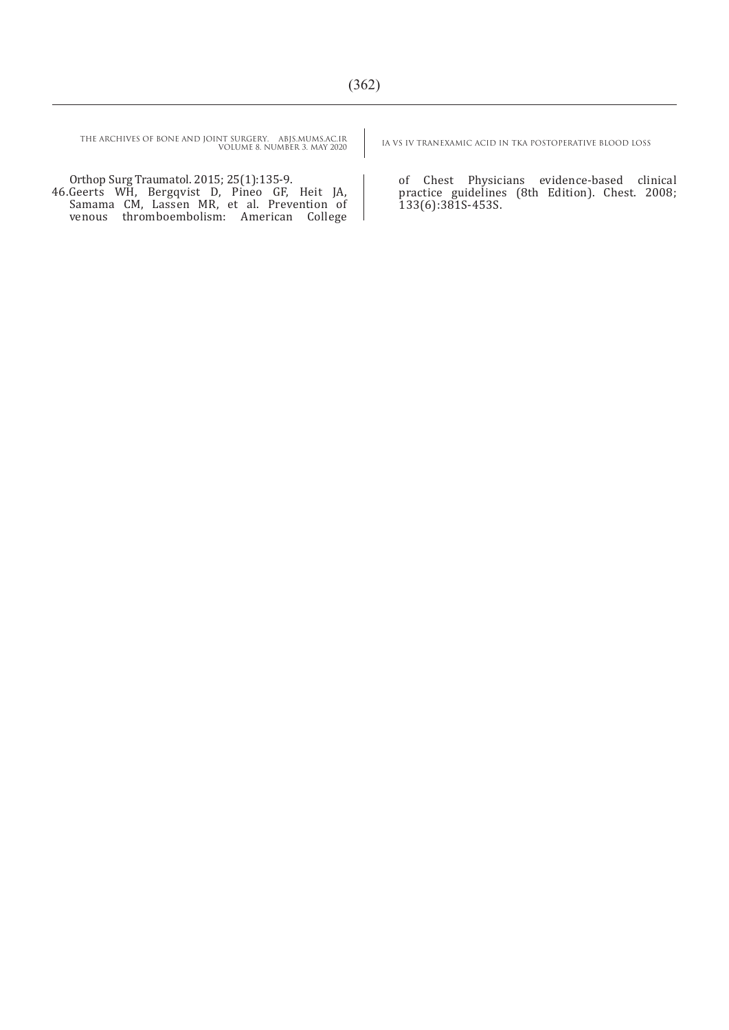Orthop Surg Traumatol. 2015; 25(1):135-9.

46. Geerts WH, Bergqvist D, Pineo GF, Heit JA, Samama CM, Lassen MR, et al. Prevention of venous thromboembolism: American College of Chest Physicians evidence-based clinical practice guidelines (8th Edition). Chest. 2008; 133(6):381S-453S.